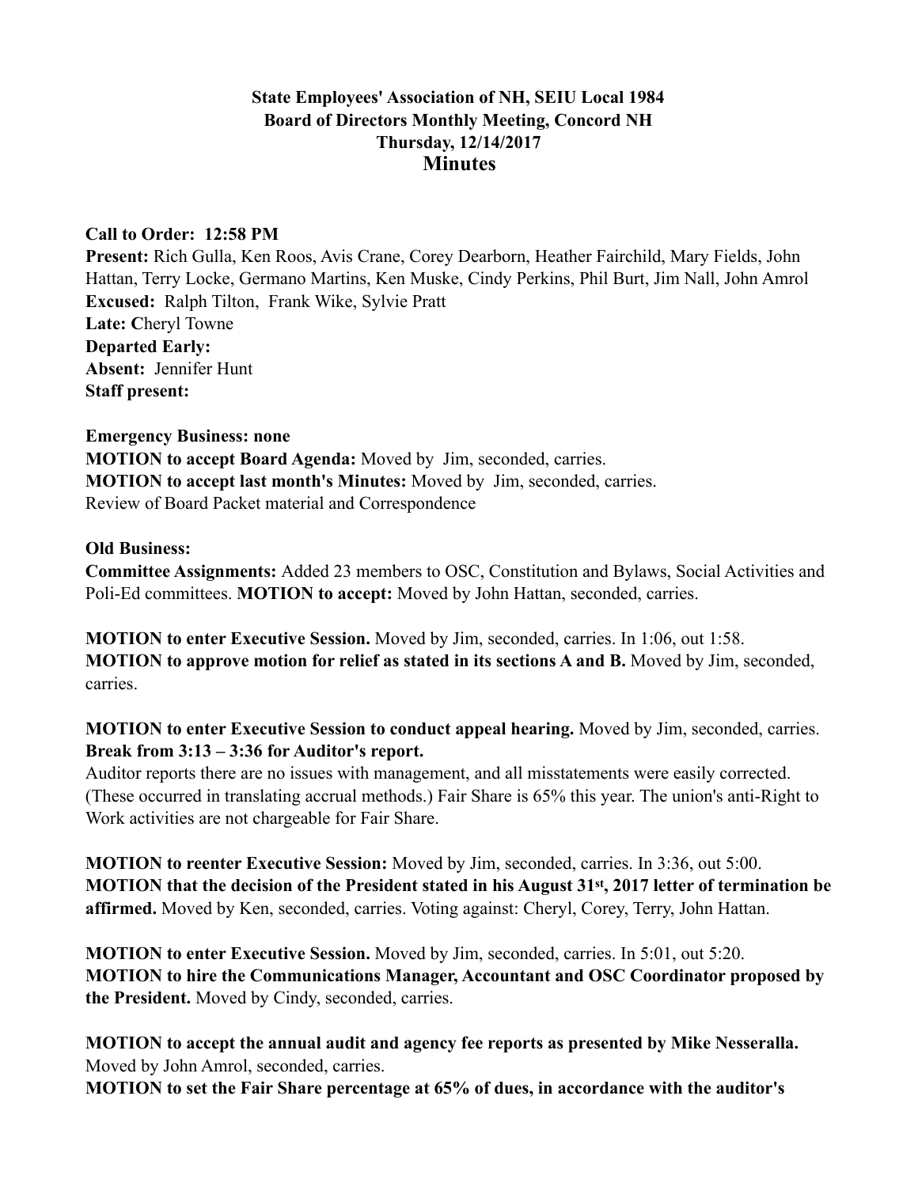**State Employees' Association of NH, SEIU Local 1984**
**Board of Directors Monthly Meeting, Concord NH**
**Thursday, 12/14/2017**
## Minutes

**Call to Order: 12:58 PM**
**Present:** Rich Gulla, Ken Roos, Avis Crane, Corey Dearborn, Heather Fairchild, Mary Fields, John Hattan, Terry Locke, Germano Martins, Ken Muske, Cindy Perkins, Phil Burt, Jim Nall, John Amrol
**Excused:** Ralph Tilton, Frank Wike, Sylvie Pratt
**Late:** Cheryl Towne
**Departed Early:**
**Absent:** Jennifer Hunt
**Staff present:**

**Emergency Business: none**
**MOTION to accept Board Agenda:** Moved by Jim, seconded, carries.
**MOTION to accept last month's Minutes:** Moved by Jim, seconded, carries.
Review of Board Packet material and Correspondence

**Old Business:**
**Committee Assignments:** Added 23 members to OSC, Constitution and Bylaws, Social Activities and Poli-Ed committees. **MOTION to accept:** Moved by John Hattan, seconded, carries.

**MOTION to enter Executive Session.** Moved by Jim, seconded, carries. In 1:06, out 1:58.
**MOTION to approve motion for relief as stated in its sections A and B.** Moved by Jim, seconded, carries.

**MOTION to enter Executive Session to conduct appeal hearing.** Moved by Jim, seconded, carries.
**Break from 3:13 – 3:36 for Auditor's report.**
Auditor reports there are no issues with management, and all misstatements were easily corrected. (These occurred in translating accrual methods.) Fair Share is 65% this year. The union's anti-Right to Work activities are not chargeable for Fair Share.

**MOTION to reenter Executive Session:** Moved by Jim, seconded, carries. In 3:36, out 5:00.
**MOTION that the decision of the President stated in his August 31st, 2017 letter of termination be affirmed.** Moved by Ken, seconded, carries. Voting against: Cheryl, Corey, Terry, John Hattan.

**MOTION to enter Executive Session.** Moved by Jim, seconded, carries. In 5:01, out 5:20.
**MOTION to hire the Communications Manager, Accountant and OSC Coordinator proposed by the President.** Moved by Cindy, seconded, carries.

**MOTION to accept the annual audit and agency fee reports as presented by Mike Nesseralla.** Moved by John Amrol, seconded, carries.
**MOTION to set the Fair Share percentage at 65% of dues, in accordance with the auditor's**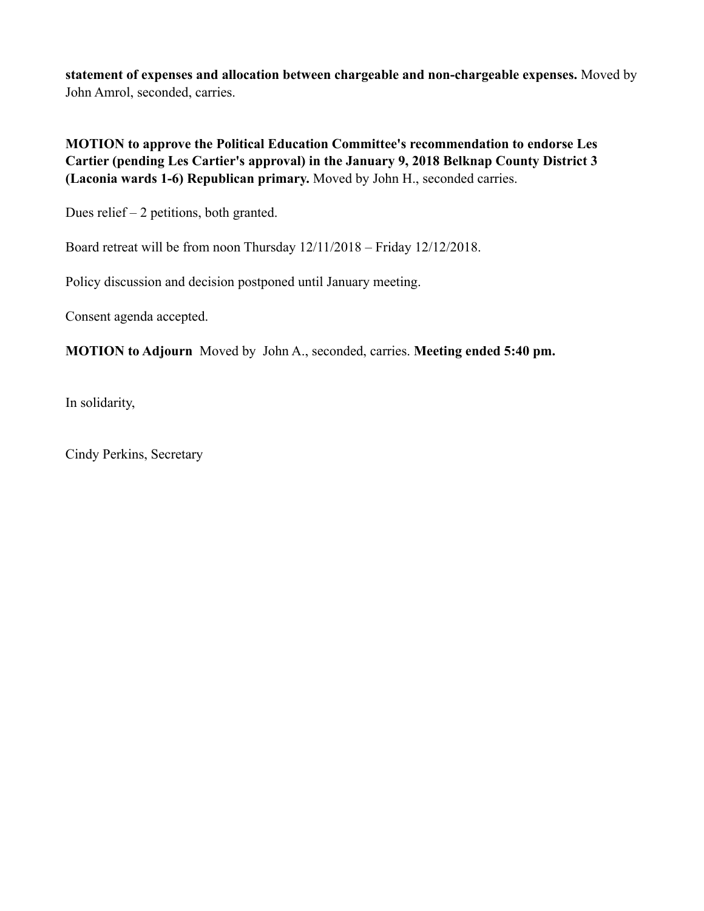**statement of expenses and allocation between chargeable and non-chargeable expenses.** Moved by John Amrol, seconded, carries.

**MOTION to approve the Political Education Committee's recommendation to endorse Les Cartier (pending Les Cartier's approval) in the January 9, 2018 Belknap County District 3 (Laconia wards 1-6) Republican primary.** Moved by John H., seconded carries.

Dues relief – 2 petitions, both granted.

Board retreat will be from noon Thursday 12/11/2018 – Friday 12/12/2018.

Policy discussion and decision postponed until January meeting.

Consent agenda accepted.

**MOTION to Adjourn** Moved by John A., seconded, carries. **Meeting ended 5:40 pm.**

In solidarity,

Cindy Perkins, Secretary